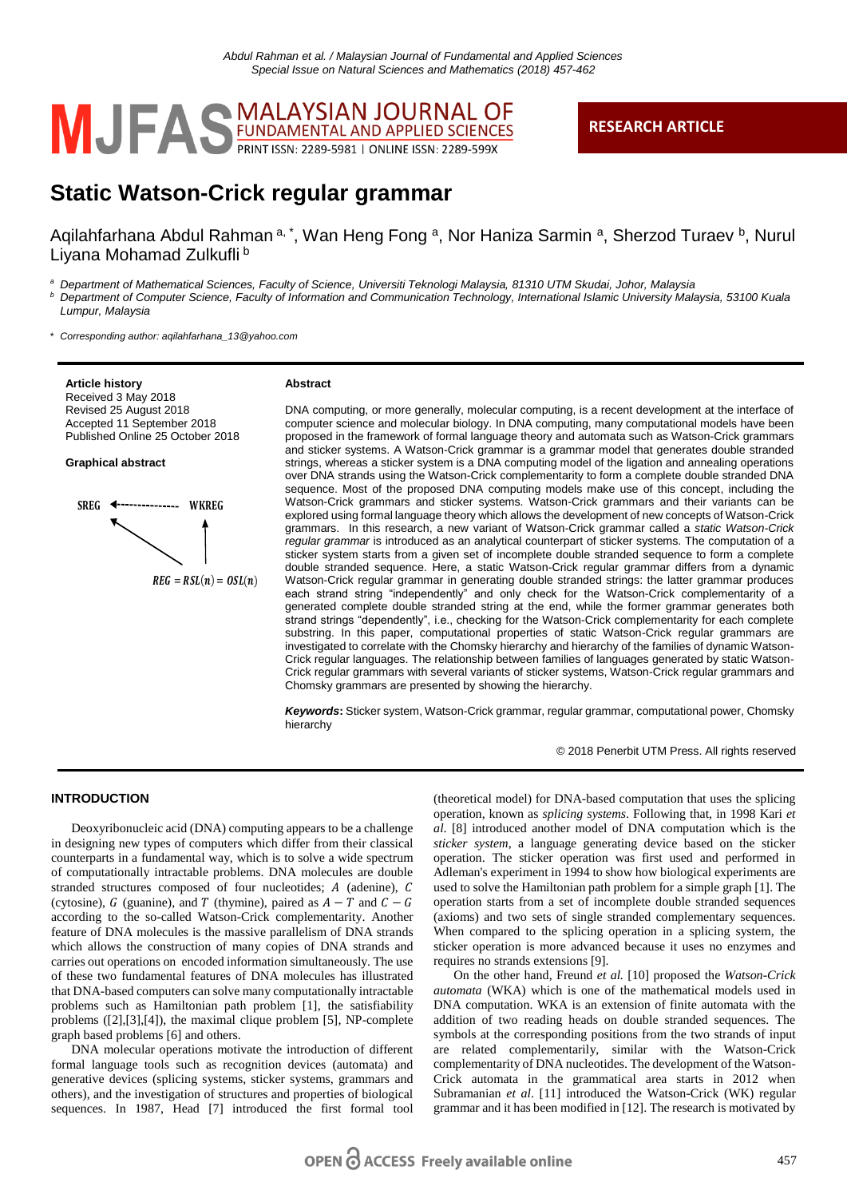# Static Watson-Crick regular grammar

Aqilahfarhana Abdul Rahman [a,*], Wan Heng Fong [a], Nor Haniza Sarmin [a], Sherzod Turaev [b], Nurul Liyana Mohamad Zulkufli [b]

[a] Department of Mathematical Sciences, Faculty of Science, Universiti Teknologi Malaysia, 81310 UTM Skudai, Johor, Malaysia
[b] Department of Computer Science, Faculty of Information and Communication Technology, International Islamic University Malaysia, 53100 Kuala Lumpur, Malaysia

* Corresponding author: aqilahfarhana_13@yahoo.com

**RESEARCH ARTICLE**

**Article history**
Received 3 May 2018
Revised 25 August 2018
Accepted 11 September 2018
Published Online 25 October 2018

**Graphical abstract**

SREG ←-------------- WKREG

$REG = RSL(n) = OSL(n)$

**Abstract**

DNA computing, or more generally, molecular computing, is a recent development at the interface of computer science and molecular biology. In DNA computing, many computational models have been proposed in the framework of formal language theory and automata such as Watson-Crick grammars and sticker systems. A Watson-Crick grammar is a grammar model that generates double stranded strings, whereas a sticker system is a DNA computing model of the ligation and annealing operations over DNA strands using the Watson-Crick complementarity to form a complete double stranded DNA sequence. Most of the proposed DNA computing models make use of this concept, including the Watson-Crick grammars and sticker systems. Watson-Crick grammars and their variants can be explored using formal language theory which allows the development of new concepts of Watson-Crick grammars. In this research, a new variant of Watson-Crick grammar called a *static Watson-Crick regular grammar* is introduced as an analytical counterpart of sticker systems. The computation of a sticker system starts from a given set of incomplete double stranded sequence to form a complete double stranded sequence. Here, a static Watson-Crick regular grammar differs from a dynamic Watson-Crick regular grammar in generating double stranded strings: the latter grammar produces each strand string "independently" and only check for the Watson-Crick complementarity of a generated complete double stranded string at the end, while the former grammar generates both strand strings "dependently", i.e., checking for the Watson-Crick complementarity for each complete substring. In this paper, computational properties of static Watson-Crick regular grammars are investigated to correlate with the Chomsky hierarchy and hierarchy of the families of dynamic Watson-Crick regular languages. The relationship between families of languages generated by static Watson-Crick regular grammars with several variants of sticker systems, Watson-Crick regular grammars and Chomsky grammars are presented by showing the hierarchy.

***Keywords*:** Sticker system, Watson-Crick grammar, regular grammar, computational power, Chomsky hierarchy

© 2018 Penerbit UTM Press. All rights reserved

## INTRODUCTION

Deoxyribonucleic acid (DNA) computing appears to be a challenge in designing new types of computers which differ from their classical counterparts in a fundamental way, which is to solve a wide spectrum of computationally intractable problems. DNA molecules are double stranded structures composed of four nucleotides; $A$ (adenine), $C$ (cytosine), $G$ (guanine), and $T$ (thymine), paired as $A - T$ and $C - G$ according to the so-called Watson-Crick complementarity. Another feature of DNA molecules is the massive parallelism of DNA strands which allows the construction of many copies of DNA strands and carries out operations on encoded information simultaneously. The use of these two fundamental features of DNA molecules has illustrated that DNA-based computers can solve many computationally intractable problems such as Hamiltonian path problem [1], the satisfiability problems ([2],[3],[4]), the maximal clique problem [5], NP-complete graph based problems [6] and others.

DNA molecular operations motivate the introduction of different formal language tools such as recognition devices (automata) and generative devices (splicing systems, sticker systems, grammars and others), and the investigation of structures and properties of biological sequences. In 1987, Head [7] introduced the first formal tool (theoretical model) for DNA-based computation that uses the splicing operation, known as *splicing systems*. Following that, in 1998 Kari *et al*. [8] introduced another model of DNA computation which is the *sticker system*, a language generating device based on the sticker operation. The sticker operation was first used and performed in Adleman's experiment in 1994 to show how biological experiments are used to solve the Hamiltonian path problem for a simple graph [1]. The operation starts from a set of incomplete double stranded sequences (axioms) and two sets of single stranded complementary sequences. When compared to the splicing operation in a splicing system, the sticker operation is more advanced because it uses no enzymes and requires no strands extensions [9].

On the other hand, Freund *et al.* [10] proposed the *Watson-Crick automata* (WKA) which is one of the mathematical models used in DNA computation. WKA is an extension of finite automata with the addition of two reading heads on double stranded sequences. The symbols at the corresponding positions from the two strands of input are related complementarily, similar with the Watson-Crick complementarity of DNA nucleotides. The development of the Watson-Crick automata in the grammatical area starts in 2012 when Subramanian *et al*. [11] introduced the Watson-Crick (WK) regular grammar and it has been modified in [12]. The research is motivated by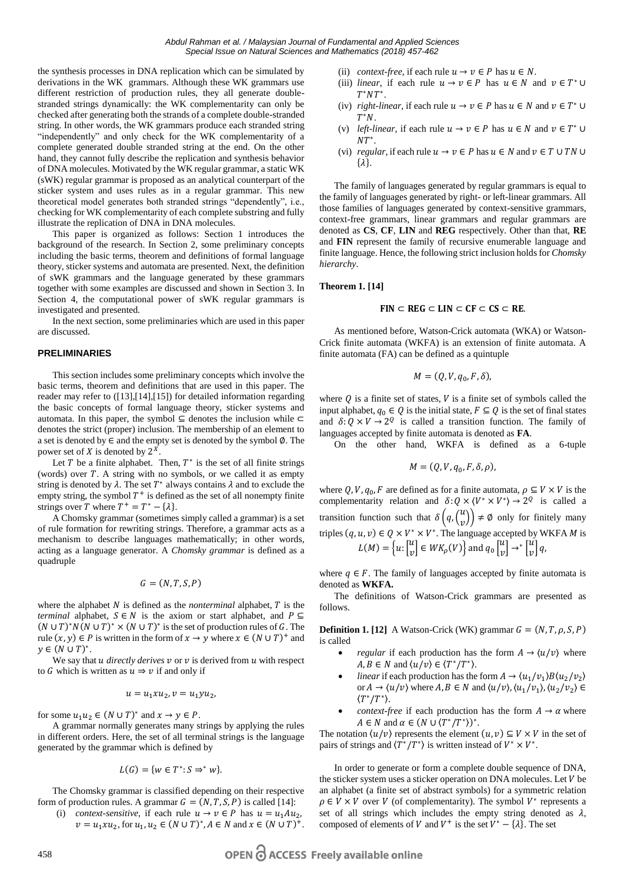the synthesis processes in DNA replication which can be simulated by derivations in the WK grammars. Although these WK grammars use different restriction of production rules, they all generate double-stranded strings dynamically: the WK complementarity can only be checked after generating both the strands of a complete double-stranded string. In other words, the WK grammars produce each stranded string "independently" and only check for the WK complementarity of a complete generated double stranded string at the end. On the other hand, they cannot fully describe the replication and synthesis behavior of DNA molecules. Motivated by the WK regular grammar, a static WK (sWK) regular grammar is proposed as an analytical counterpart of the sticker system and uses rules as in a regular grammar. This new theoretical model generates both stranded strings "dependently", i.e., checking for WK complementarity of each complete substring and fully illustrate the replication of DNA in DNA molecules.

This paper is organized as follows: Section 1 introduces the background of the research. In Section 2, some preliminary concepts including the basic terms, theorem and definitions of formal language theory, sticker systems and automata are presented. Next, the definition of sWK grammars and the language generated by these grammars together with some examples are discussed and shown in Section 3. In Section 4, the computational power of sWK regular grammars is investigated and presented.

In the next section, some preliminaries which are used in this paper are discussed.

## PRELIMINARIES

This section includes some preliminary concepts which involve the basic terms, theorem and definitions that are used in this paper. The reader may refer to ([13],[14],[15]) for detailed information regarding the basic concepts of formal language theory, sticker systems and automata. In this paper, the symbol $\subseteq$ denotes the inclusion while $\subset$ denotes the strict (proper) inclusion. The membership of an element to a set is denoted by $\in$ and the empty set is denoted by the symbol $\emptyset$. The power set of $X$ is denoted by $2^X$.

Let $T$ be a finite alphabet. Then, $T^*$ is the set of all finite strings (words) over $T$. A string with no symbols, or we called it as empty string is denoted by $\lambda$. The set $T^*$ always contains $\lambda$ and to exclude the empty string, the symbol $T^+$ is defined as the set of all nonempty finite strings over $T$ where $T^+ = T^* - \{\lambda\}$.

A Chomsky grammar (sometimes simply called a grammar) is a set of rule formation for rewriting strings. Therefore, a grammar acts as a mechanism to describe languages mathematically; in other words, acting as a language generator. A *Chomsky grammar* is defined as a quadruple

$$G = (N, T, S, P)$$

where the alphabet $N$ is defined as the *nonterminal* alphabet, $T$ is the *terminal* alphabet, $S \in N$ is the axiom or start alphabet, and $P \subseteq (N \cup T)^* N (N \cup T)^* \times (N \cup T)^*$ is the set of production rules of $G$. The rule $(x, y) \in P$ is written in the form of $x \to y$ where $x \in (N \cup T)^+$ and $y \in (N \cup T)^*$.

We say that $u$ *directly derives* $v$ or $v$ is derived from $u$ with respect to $G$ which is written as $u \Rightarrow v$ if and only if

$$u = u_1 x u_2, v = u_1 y u_2,$$

for some $u_1 u_2 \in (N \cup T)^*$ and $x \to y \in P$.

A grammar normally generates many strings by applying the rules in different orders. Here, the set of all terminal strings is the language generated by the grammar which is defined by

$$L(G) = \{w \in T^* : S \Rightarrow^* w\}.$$

The Chomsky grammar is classified depending on their respective form of production rules. A grammar $G = (N, T, S, P)$ is called [14]:

(i) *context-sensitive*, if each rule $u \to v \in P$ has $u = u_1 A u_2$, $v = u_1 x u_2$, for $u_1, u_2 \in (N \cup T)^*$, $A \in N$ and $x \in (N \cup T)^+$.
(ii) *context-free*, if each rule $u \to v \in P$ has $u \in N$.
(iii) *linear*, if each rule $u \to v \in P$ has $u \in N$ and $v \in T^* \cup T^* N T^*$.
(iv) *right-linear*, if each rule $u \to v \in P$ has $u \in N$ and $v \in T^* \cup T^* N$.
(v) *left-linear*, if each rule $u \to v \in P$ has $u \in N$ and $v \in T^* \cup N T^*$.
(vi) *regular*, if each rule $u \to v \in P$ has $u \in N$ and $v \in T \cup TN \cup \{\lambda\}$.

The family of languages generated by regular grammars is equal to the family of languages generated by right- or left-linear grammars. All those families of languages generated by context-sensitive grammars, context-free grammars, linear grammars and regular grammars are denoted as **CS**, **CF**, **LIN** and **REG** respectively. Other than that, **RE** and **FIN** represent the family of recursive enumerable language and finite language. Hence, the following strict inclusion holds for *Chomsky hierarchy*.

**Theorem 1. [14]**

$$\mathbf{FIN} \subset \mathbf{REG} \subset \mathbf{LIN} \subset \mathbf{CF} \subset \mathbf{CS} \subset \mathbf{RE}.$$

As mentioned before, Watson-Crick automata (WKA) or Watson-Crick finite automata (WKFA) is an extension of finite automata. A finite automata (FA) can be defined as a quintuple

$$M = (Q, V, q_0, F, \delta),$$

where $Q$ is a finite set of states, $V$ is a finite set of symbols called the input alphabet, $q_0 \in Q$ is the initial state, $F \subseteq Q$ is the set of final states and $\delta : Q \times V \to 2^Q$ is called a transition function. The family of languages accepted by finite automata is denoted as **FA**.

On the other hand, WKFA is defined as a 6-tuple

$$M = (Q, V, q_0, F, \delta, \rho),$$

where $Q, V, q_0, F$ are defined as for a finite automata, $\rho \subseteq V \times V$ is the complementarity relation and $\delta : Q \times \langle V^* \times V^* \rangle \to 2^Q$ is called a transition function such that $\delta\left(q, \binom{u}{v}\right) \neq \emptyset$ only for finitely many triples $(q, u, v) \in Q \times V^* \times V^*$. The language accepted by WKFA $M$ is

$$L(M) = \left\{u : \begin{bmatrix} u \\ v \end{bmatrix} \in WK_\rho(V)\right\} \text{ and } q_0 \begin{bmatrix} u \\ v \end{bmatrix} \to^* \begin{bmatrix} u \\ v \end{bmatrix} q,$$

where $q \in F$. The family of languages accepted by finite automata is denoted as **WKFA.**

The definitions of Watson-Crick grammars are presented as follows.

**Definition 1. [12]** A Watson-Crick (WK) grammar $G = (N, T, \rho, S, P)$ is called

- *regular* if each production has the form $A \to \langle u/v \rangle$ where $A, B \in N$ and $\langle u/v \rangle \in \langle T^*/T^* \rangle$.
- *linear* if each production has the form $A \to \langle u_1/v_1 \rangle B \langle u_2/v_2 \rangle$ or $A \to \langle u/v \rangle$ where $A, B \in N$ and $\langle u/v \rangle, \langle u_1/v_1 \rangle, \langle u_2/v_2 \rangle \in \langle T^*/T^* \rangle$.
- *context-free* if each production has the form $A \to \alpha$ where $A \in N$ and $\alpha \in (N \cup \langle T^*/T^* \rangle)^*$.

The notation $\langle u/v \rangle$ represents the element $(u, v) \subseteq V \times V$ in the set of pairs of strings and $\langle T^*/T^* \rangle$ is written instead of $V^* \times V^*$.

In order to generate or form a complete double sequence of DNA, the sticker system uses a sticker operation on DNA molecules. Let $V$ be an alphabet (a finite set of abstract symbols) for a symmetric relation $\rho \in V \times V$ over $V$ (of complementarity). The symbol $V^*$ represents a set of all strings which includes the empty string denoted as $\lambda$, composed of elements of $V$ and $V^+$ is the set $V^* - \{\lambda\}$. The set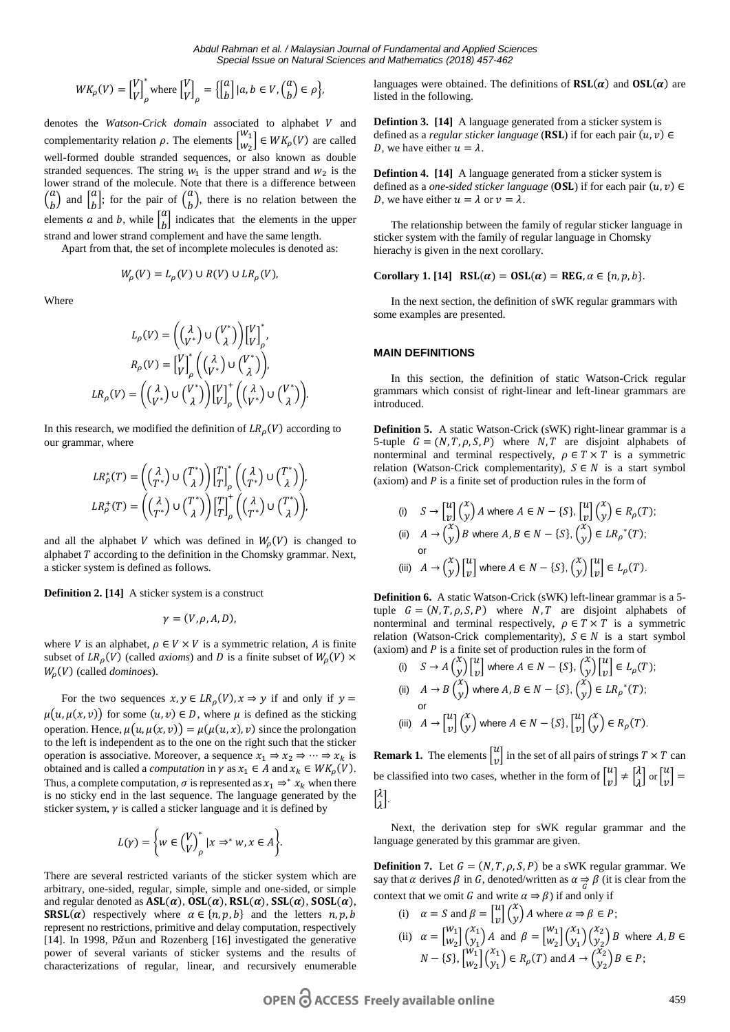$$WK_\rho(V) = \begin{bmatrix} V \\ V \end{bmatrix}_\rho^* \text{ where } \begin{bmatrix} V \\ V \end{bmatrix}_\rho = \left\{ \begin{bmatrix} a \\ b \end{bmatrix} | a, b \in V, \begin{pmatrix} a \\ b \end{pmatrix} \in \rho \right\},$$

denotes the *Watson-Crick domain* associated to alphabet $V$ and complementarity relation $\rho$. The elements $\begin{bmatrix} w_1 \\ w_2 \end{bmatrix} \in WK_\rho(V)$ are called well-formed double stranded sequences, or also known as double stranded sequences. The string $w_1$ is the upper strand and $w_2$ is the lower strand of the molecule. Note that there is a difference between $\begin{pmatrix} a \\ b \end{pmatrix}$ and $\begin{bmatrix} a \\ b \end{bmatrix}$; for the pair of $\begin{pmatrix} a \\ b \end{pmatrix}$, there is no relation between the elements $a$ and $b$, while $\begin{bmatrix} a \\ b \end{bmatrix}$ indicates that the elements in the upper strand and lower strand complement and have the same length.

Apart from that, the set of incomplete molecules is denoted as:

$$W_\rho(V) = L_\rho(V) \cup R(V) \cup LR_\rho(V),$$

Where

$$L_\rho(V) = \left( \begin{pmatrix} \lambda \\ V^* \end{pmatrix} \cup \begin{pmatrix} V^* \\ \lambda \end{pmatrix} \right) \begin{bmatrix} V \\ V \end{bmatrix}_\rho^*,$$

$$R_\rho(V) = \begin{bmatrix} V \\ V \end{bmatrix}_\rho^* \left( \begin{pmatrix} \lambda \\ V^* \end{pmatrix} \cup \begin{pmatrix} V^* \\ \lambda \end{pmatrix} \right),$$

$$LR_\rho(V) = \left( \begin{pmatrix} \lambda \\ V^* \end{pmatrix} \cup \begin{pmatrix} V^* \\ \lambda \end{pmatrix} \right) \begin{bmatrix} V \\ V \end{bmatrix}_\rho^+ \left( \begin{pmatrix} \lambda \\ V^* \end{pmatrix} \cup \begin{pmatrix} V^* \\ \lambda \end{pmatrix} \right).$$

In this research, we modified the definition of $LR_\rho(V)$ according to our grammar, where

$$LR_\rho^*(T) = \left( \begin{pmatrix} \lambda \\ T^* \end{pmatrix} \cup \begin{pmatrix} T^* \\ \lambda \end{pmatrix} \right) \begin{bmatrix} T \\ T \end{bmatrix}_\rho^* \left( \begin{pmatrix} \lambda \\ T^* \end{pmatrix} \cup \begin{pmatrix} T^* \\ \lambda \end{pmatrix} \right),$$

$$LR_\rho^+(T) = \left( \begin{pmatrix} \lambda \\ T^* \end{pmatrix} \cup \begin{pmatrix} T^* \\ \lambda \end{pmatrix} \right) \begin{bmatrix} T \\ T \end{bmatrix}_\rho^+ \left( \begin{pmatrix} \lambda \\ T^* \end{pmatrix} \cup \begin{pmatrix} T^* \\ \lambda \end{pmatrix} \right),$$

and all the alphabet $V$ which was defined in $W_\rho(V)$ is changed to alphabet $T$ according to the definition in the Chomsky grammar. Next, a sticker system is defined as follows.

**Definition 2. [14]** A sticker system is a construct

$$\gamma = (V, \rho, A, D),$$

where $V$ is an alphabet, $\rho \in V \times V$ is a symmetric relation, $A$ is finite subset of $LR_\rho(V)$ (called *axioms*) and $D$ is a finite subset of $W_\rho(V) \times W_\rho(V)$ (called *dominoes*).

For the two sequences $x, y \in LR_\rho(V), x \Rightarrow y$ if and only if $y = \mu(u, \mu(x, v))$ for some $(u, v) \in D$, where $\mu$ is defined as the sticking operation. Hence, $\mu(u, \mu(x, v)) = \mu(\mu(u, x), v)$ since the prolongation to the left is independent as to the one on the right such that the sticker operation is associative. Moreover, a sequence $x_1 \Rightarrow x_2 \Rightarrow \cdots \Rightarrow x_k$ is obtained and is called a *computation* in $\gamma$ as $x_1 \in A$ and $x_k \in WK_\rho(V)$. Thus, a complete computation, $\sigma$ is represented as $x_1 \Rightarrow^* x_k$ when there is no sticky end in the last sequence. The language generated by the sticker system, $\gamma$ is called a sticker language and it is defined by

$$L(\gamma) = \left\{ w \in \begin{pmatrix} V \\ V \end{pmatrix}_\rho^* | x \Rightarrow^* w, x \in A \right\}.$$

There are several restricted variants of the sticker system which are arbitrary, one-sided, regular, simple, simple and one-sided, or simple and regular denoted as $\mathbf{ASL}(\alpha)$, $\mathbf{OSL}(\alpha)$, $\mathbf{RSL}(\alpha)$, $\mathbf{SSL}(\alpha)$, $\mathbf{SOSL}(\alpha)$, $\mathbf{SRSL}(\alpha)$ respectively where $\alpha \in \{n, p, b\}$ and the letters $n, p, b$ represent no restrictions, primitive and delay computation, respectively [14]. In 1998, Păun and Rozenberg [16] investigated the generative power of several variants of sticker systems and the results of characterizations of regular, linear, and recursively enumerable languages were obtained. The definitions of $\mathbf{RSL}(\alpha)$ and $\mathbf{OSL}(\alpha)$ are listed in the following.

**Defintion 3. [14]** A language generated from a sticker system is defined as a *regular sticker language* (**RSL**) if for each pair $(u, v) \in D$, we have either $u = \lambda$.

**Defintion 4. [14]** A language generated from a sticker system is defined as a *one-sided sticker language* (**OSL**) if for each pair $(u, v) \in D$, we have either $u = \lambda$ or $v = \lambda$.

The relationship between the family of regular sticker language in sticker system with the family of regular language in Chomsky hierachy is given in the next corollary.

**Corollary 1. [14]** $\mathbf{RSL}(\alpha) = \mathbf{OSL}(\alpha) = \mathbf{REG}, \alpha \in \{n, p, b\}$.

In the next section, the definition of sWK regular grammars with some examples are presented.

## MAIN DEFINITIONS

In this section, the definition of static Watson-Crick regular grammars which consist of right-linear and left-linear grammars are introduced.

**Definition 5.** A static Watson-Crick (sWK) right-linear grammar is a 5-tuple $G = (N, T, \rho, S, P)$ where $N, T$ are disjoint alphabets of nonterminal and terminal respectively, $\rho \in T \times T$ is a symmetric relation (Watson-Crick complementarity), $S \in N$ is a start symbol (axiom) and $P$ is a finite set of production rules in the form of

(i) $S \to \begin{bmatrix} u \\ v \end{bmatrix} \begin{pmatrix} x \\ y \end{pmatrix} A$ where $A \in N - \{S\}$, $\begin{bmatrix} u \\ v \end{bmatrix} \begin{pmatrix} x \\ y \end{pmatrix} \in R_\rho(T)$;

(ii) $A \to \begin{pmatrix} x \\ y \end{pmatrix} B$ where $A, B \in N - \{S\}$, $\begin{pmatrix} x \\ y \end{pmatrix} \in LR_\rho{}^*(T)$;

or

(iii) $A \to \begin{pmatrix} x \\ y \end{pmatrix} \begin{bmatrix} u \\ v \end{bmatrix}$ where $A \in N - \{S\}$, $\begin{pmatrix} x \\ y \end{pmatrix} \begin{bmatrix} u \\ v \end{bmatrix} \in L_\rho(T)$.

**Definition 6.** A static Watson-Crick (sWK) left-linear grammar is a 5-tuple $G = (N, T, \rho, S, P)$ where $N, T$ are disjoint alphabets of nonterminal and terminal respectively, $\rho \in T \times T$ is a symmetric relation (Watson-Crick complementarity), $S \in N$ is a start symbol (axiom) and $P$ is a finite set of production rules in the form of

(i) $S \to A \begin{pmatrix} x \\ y \end{pmatrix} \begin{bmatrix} u \\ v \end{bmatrix}$ where $A \in N - \{S\}$, $\begin{pmatrix} x \\ y \end{pmatrix} \begin{bmatrix} u \\ v \end{bmatrix} \in L_\rho(T)$;

(ii) $A \to B \begin{pmatrix} x \\ y \end{pmatrix}$ where $A, B \in N - \{S\}$, $\begin{pmatrix} x \\ y \end{pmatrix} \in LR_\rho{}^*(T)$;

or

(iii) $A \to \begin{bmatrix} u \\ v \end{bmatrix} \begin{pmatrix} x \\ y \end{pmatrix}$ where $A \in N - \{S\}$, $\begin{bmatrix} u \\ v \end{bmatrix} \begin{pmatrix} x \\ y \end{pmatrix} \in R_\rho(T)$.

**Remark 1.** The elements $\begin{bmatrix} u \\ v \end{bmatrix}$ in the set of all pairs of strings $T \times T$ can be classified into two cases, whether in the form of $\begin{bmatrix} u \\ v \end{bmatrix} \neq \begin{bmatrix} \lambda \\ \lambda \end{bmatrix}$ or $\begin{bmatrix} u \\ v \end{bmatrix} = \begin{bmatrix} \lambda \\ \lambda \end{bmatrix}$.

Next, the derivation step for sWK regular grammar and the language generated by this grammar are given.

**Definition 7.** Let $G = (N, T, \rho, S, P)$ be a sWK regular grammar. We say that $\alpha$ derives $\beta$ in $G$, denoted/written as $\alpha \underset{G}{\Rightarrow} \beta$ (it is clear from the context that we omit $G$ and write $\alpha \Rightarrow \beta$) if and only if

(i) $\alpha = S$ and $\beta = \begin{bmatrix} u \\ v \end{bmatrix} \begin{pmatrix} x \\ y \end{pmatrix} A$ where $\alpha \Rightarrow \beta \in P$;

(ii) $\alpha = \begin{bmatrix} w_1 \\ w_2 \end{bmatrix} \begin{pmatrix} x_1 \\ y_1 \end{pmatrix} A$ and $\beta = \begin{bmatrix} w_1 \\ w_2 \end{bmatrix} \begin{pmatrix} x_1 \\ y_1 \end{pmatrix} \begin{pmatrix} x_2 \\ y_2 \end{pmatrix} B$ where $A, B \in N - \{S\}$, $\begin{bmatrix} w_1 \\ w_2 \end{bmatrix} \begin{pmatrix} x_1 \\ y_1 \end{pmatrix} \in R_\rho(T)$ and $A \to \begin{pmatrix} x_2 \\ y_2 \end{pmatrix} B \in P$;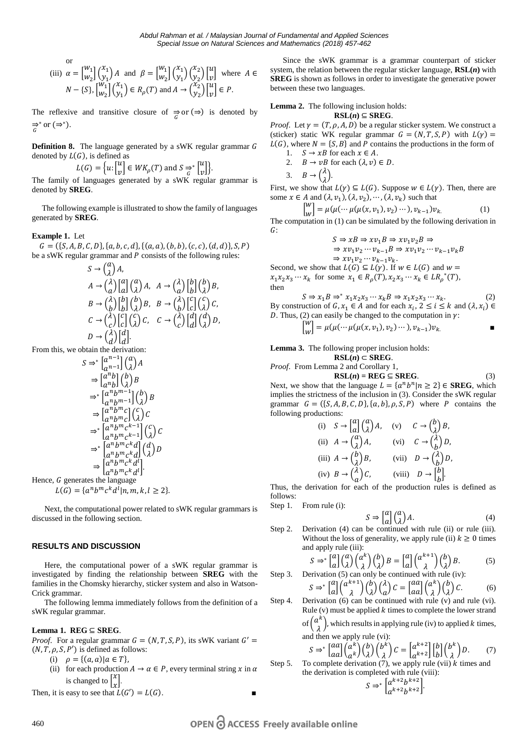or

(iii) $\alpha = \begin{bmatrix} w_1 \\ w_2 \end{bmatrix} \begin{pmatrix} x_1 \\ y_1 \end{pmatrix} A$ and $\beta = \begin{bmatrix} w_1 \\ w_2 \end{bmatrix} \begin{pmatrix} x_1 \\ y_1 \end{pmatrix} \begin{pmatrix} x_2 \\ y_2 \end{pmatrix} \begin{bmatrix} u \\ v \end{bmatrix}$ where $A \in N - \{S\}, \begin{bmatrix} w_1 \\ w_2 \end{bmatrix} \begin{pmatrix} x_1 \\ y_1 \end{pmatrix} \in R_\rho(T)$ and $A \to \begin{pmatrix} x_2 \\ y_2 \end{pmatrix} \begin{bmatrix} u \\ v \end{bmatrix} \in P$.

The reflexive and transitive closure of $\underset{G}{\Rightarrow}$ or $(\Rightarrow)$ is denoted by $\underset{G}{\Rightarrow}^*$ or $(\Rightarrow^*)$.

**Definition 8.** The language generated by a sWK regular grammar $G$ denoted by $L(G)$, is defined as

$$L(G) = \left\{u: \begin{bmatrix} u \\ v \end{bmatrix} \in WK_\rho(T) \text{ and } S \underset{G}{\Rightarrow}^* \begin{bmatrix} u \\ v \end{bmatrix}\right\}.$$

The family of languages generated by a sWK regular grammar is denoted by **SREG**.

The following example is illustrated to show the family of languages generated by **SREG**.

**Example 1.** Let

$G = (\{S, A, B, C, D\}, \{a, b, c, d\}, \{(a, a), (b, b), (c, c), (d, d)\}, S, P)$ be a sWK regular grammar and $P$ consists of the following rules:

$$S \to \begin{pmatrix} a \\ \lambda \end{pmatrix} A,$$
$$A \to \begin{pmatrix} \lambda \\ a \end{pmatrix} \begin{bmatrix} a \\ a \end{bmatrix} \begin{pmatrix} a \\ \lambda \end{pmatrix} A, \quad A \to \begin{pmatrix} \lambda \\ a \end{pmatrix} \begin{bmatrix} b \\ b \end{bmatrix} \begin{pmatrix} b \\ \lambda \end{pmatrix} B,$$
$$B \to \begin{pmatrix} \lambda \\ b \end{pmatrix} \begin{bmatrix} b \\ b \end{bmatrix} \begin{pmatrix} b \\ \lambda \end{pmatrix} B, \quad B \to \begin{pmatrix} \lambda \\ b \end{pmatrix} \begin{bmatrix} c \\ c \end{bmatrix} \begin{pmatrix} c \\ \lambda \end{pmatrix} C,$$
$$C \to \begin{pmatrix} \lambda \\ c \end{pmatrix} \begin{bmatrix} c \\ c \end{bmatrix} \begin{pmatrix} c \\ \lambda \end{pmatrix} C, \quad C \to \begin{pmatrix} \lambda \\ c \end{pmatrix} \begin{bmatrix} d \\ d \end{bmatrix} \begin{pmatrix} d \\ \lambda \end{pmatrix} D,$$
$$D \to \begin{pmatrix} \lambda \\ d \end{pmatrix} \begin{bmatrix} d \\ d \end{bmatrix}.$$

From this, we obtain the derivation:

$$\begin{aligned} S &\Rightarrow^* \begin{bmatrix} a^{n-1} \\ a^{n-1} \end{bmatrix} \begin{pmatrix} a \\ \lambda \end{pmatrix} A \\ &\Rightarrow \begin{bmatrix} a^n b \\ a^n b \end{bmatrix} \begin{pmatrix} b \\ \lambda \end{pmatrix} B \\ &\Rightarrow^* \begin{bmatrix} a^n b^{m-1} \\ a^n b^{m-1} \end{bmatrix} \begin{pmatrix} b \\ \lambda \end{pmatrix} B \\ &\Rightarrow \begin{bmatrix} a^n b^m c \\ a^n b^m c \end{bmatrix} \begin{pmatrix} c \\ \lambda \end{pmatrix} C \\ &\Rightarrow^* \begin{bmatrix} a^n b^m c^{k-1} \\ a^n b^m c^{k-1} \end{bmatrix} \begin{pmatrix} c \\ \lambda \end{pmatrix} C \\ &\Rightarrow^* \begin{bmatrix} a^n b^m c^k d \\ a^n b^m c^k d \end{bmatrix} \begin{pmatrix} d \\ \lambda \end{pmatrix} D \\ &\Rightarrow \begin{bmatrix} a^n b^m c^k d^l \\ a^n b^m c^k d^l \end{bmatrix}. \end{aligned}$$

Hence, $G$ generates the language

$$L(G) = \{a^n b^m c^k d^l | n, m, k, l \geq 2\}.$$

Next, the computational power related to sWK regular grammars is discussed in the following section.

## RESULTS AND DISCUSSION

Here, the computational power of a sWK regular grammar is investigated by finding the relationship between **SREG** with the families in the Chomsky hierarchy, sticker system and also in Watson-Crick grammar.

The following lemma immediately follows from the definition of a sWK regular grammar.

**Lemma 1. REG ⊆ SREG**.

*Proof.* For a regular grammar $G = (N, T, S, P)$, its sWK variant $G' = (N, T, \rho, S, P')$ is defined as follows:

(i) $\rho = \{(a, a) | a \in T\}$,

(ii) for each production $A \to \alpha \in P$, every terminal string $x$ in $\alpha$ is changed to $\begin{bmatrix} x \\ x \end{bmatrix}$.

Then, it is easy to see that $L(G') = L(G)$. ∎

Since the sWK grammar is a grammar counterpart of sticker system, the relation between the regular sticker language, **RSL(*n*)** with **SREG** is shown as follows in order to investigate the generative power between these two languages.

**Lemma 2.** The following inclusion holds:

**RSL(*n*) ⊆ SREG**.

*Proof.* Let $\gamma = (T, \rho, A, D)$ be a regular sticker system. We construct a (sticker) static WK regular grammar $G = (N, T, S, P)$ with $L(\gamma) = L(G)$, where $N = \{S, B\}$ and $P$ contains the productions in the form of

1. $S \to xB$ for each $x \in A$.
2. $B \to vB$ for each $(\lambda, v) \in D$.
3. $B \to \begin{pmatrix} \lambda \\ \lambda \end{pmatrix}$.

First, we show that $L(\gamma) \subseteq L(G)$. Suppose $w \in L(\gamma)$. Then, there are some $x \in A$ and $(\lambda, v_1), (\lambda, v_2), \cdots, (\lambda, v_k)$ such that

$$\begin{bmatrix} w \\ w \end{bmatrix} = \mu(\mu(\cdots \mu(\mu(x, v_1), v_2) \cdots), v_{k-1}) v_k. \tag{1}$$

The computation in (1) can be simulated by the following derivation in $G$:

$$\begin{aligned} S &\Rightarrow xB \Rightarrow xv_1 B \Rightarrow xv_1 v_2 B \Rightarrow \\ &\Rightarrow xv_1 v_2 \cdots v_{k-1} B \Rightarrow xv_1 v_2 \cdots v_{k-1} v_k B \\ &\Rightarrow xv_1 v_2 \cdots v_{k-1} v_k. \end{aligned}$$

Second, we show that $L(G) \subseteq L(\gamma)$. If $w \in L(G)$ and $w = x_1 x_2 x_3 \cdots x_k$ for some $x_1 \in R_\rho(T), x_2 x_3 \cdots x_k \in LR_\rho{}^*(T)$, then

$$S \Rightarrow x_1 B \Rightarrow^* x_1 x_2 x_3 \cdots x_k B \Rightarrow x_1 x_2 x_3 \cdots x_k. \tag{2}$$

By construction of $G, x_1 \in A$ and for each $x_i, 2 \leq i \leq k$ and $(\lambda, x_i) \in D$. Thus, (2) can easily be changed to the computation in $\gamma$:

$$\begin{bmatrix} w \\ w \end{bmatrix} = \mu(\mu(\cdots \mu(\mu(x, v_1), v_2) \cdots), v_{k-1}) v_k. \quad ∎$$

**Lemma 3.** The following proper inclusion holds:

**RSL(*n*) ⊂ SREG**.

*Proof*. From Lemma 2 and Corollary 1,

$$\textbf{RSL}(n) = \textbf{REG} \subseteq \textbf{SREG}. \tag{3}$$

Next, we show that the language $L = \{a^n b^n | n \geq 2\} \in$ **SREG**, which implies the strictness of the inclusion in (3). Consider the sWK regular grammar $G = (\{S, A, B, C, D\}, \{a, b\}, \rho, S, P)$ where $P$ contains the following productions:

(i) $S \to \begin{bmatrix} a \\ a \end{bmatrix} \begin{pmatrix} a \\ \lambda \end{pmatrix} A$, (v) $C \to \begin{pmatrix} b \\ \lambda \end{pmatrix} B$,

(ii) $A \to \begin{pmatrix} a \\ \lambda \end{pmatrix} A$, (vi) $C \to \begin{pmatrix} \lambda \\ b \end{pmatrix} D$,

(iii) $A \to \begin{pmatrix} b \\ \lambda \end{pmatrix} B$, (vii) $D \to \begin{pmatrix} \lambda \\ b \end{pmatrix} D$,

(iv) $B \to \begin{pmatrix} \lambda \\ a \end{pmatrix} C$, (viii) $D \to \begin{bmatrix} b \\ b \end{bmatrix}$.

Thus, the derivation for each of the production rules is defined as follows:

Step 1. From rule (i):

$$S \Rightarrow \begin{bmatrix} a \\ a \end{bmatrix} \begin{pmatrix} a \\ \lambda \end{pmatrix} A. \tag{4}$$

Step 2. Derivation (4) can be continued with rule (ii) or rule (iii). Without the loss of generality, we apply rule (ii) $k \geq 0$ times and apply rule (iii):

$$S \Rightarrow^* \begin{bmatrix} a \\ a \end{bmatrix} \begin{pmatrix} a \\ \lambda \end{pmatrix} \begin{pmatrix} a^k \\ \lambda \end{pmatrix} \begin{pmatrix} b \\ \lambda \end{pmatrix} B = \begin{bmatrix} a \\ a \end{bmatrix} \begin{pmatrix} a^{k+1} \\ \lambda \end{pmatrix} \begin{pmatrix} b \\ \lambda \end{pmatrix} B. \tag{5}$$

Step 3. Derivation (5) can only be continued with rule (iv):

$$S \Rightarrow^* \begin{bmatrix} a \\ a \end{bmatrix} \begin{pmatrix} a^{k+1} \\ \lambda \end{pmatrix} \begin{pmatrix} b \\ \lambda \end{pmatrix} \begin{pmatrix} \lambda \\ a \end{pmatrix} C = \begin{bmatrix} aa \\ aa \end{bmatrix} \begin{pmatrix} a^k \\ \lambda \end{pmatrix} \begin{pmatrix} b \\ \lambda \end{pmatrix} C. \tag{6}$$

Step 4. Derivation (6) can be continued with rule (v) and rule (vi). Rule (v) must be applied $k$ times to complete the lower strand of $\begin{pmatrix} a^k \\ \lambda \end{pmatrix}$, which results in applying rule (iv) to applied $k$ times, and then we apply rule (vi):

$$S \Rightarrow^* \begin{bmatrix} aa \\ aa \end{bmatrix} \begin{pmatrix} a^k \\ a^k \end{pmatrix} \begin{pmatrix} b \\ \lambda \end{pmatrix} \begin{pmatrix} b^k \\ \lambda \end{pmatrix} C = \begin{bmatrix} a^{k+2} \\ a^{k+2} \end{bmatrix} \begin{bmatrix} b \\ b \end{bmatrix} \begin{pmatrix} b^k \\ \lambda \end{pmatrix} D. \tag{7}$$

Step 5. To complete derivation (7), we apply rule (vii) $k$ times and the derivation is completed with rule (viii):

$$S \Rightarrow^* \begin{bmatrix} a^{k+2} b^{k+2} \\ a^{k+2} b^{k+2} \end{bmatrix}.$$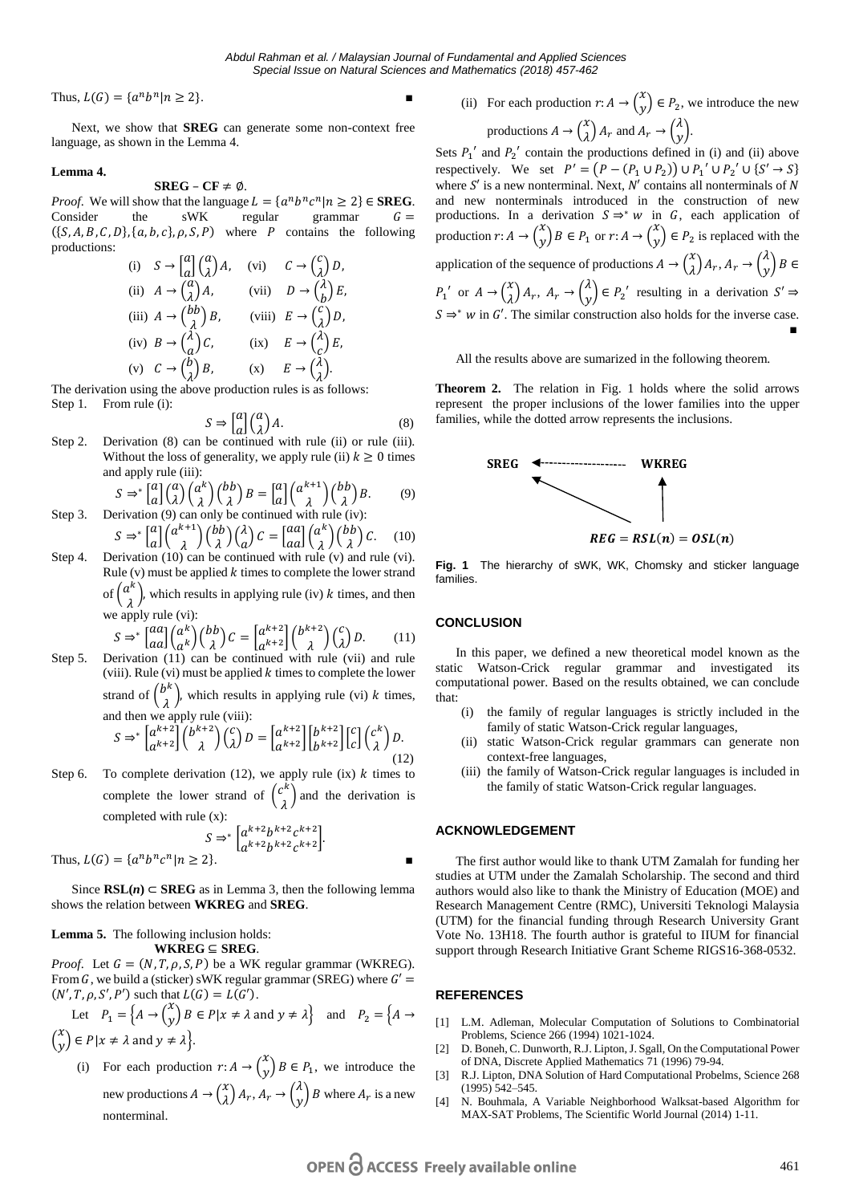Thus, $L(G) = \{a^n b^n | n \geq 2\}$. ∎

Next, we show that **SREG** can generate some non-context free language, as shown in the Lemma 4.

**Lemma 4.**

$$\textbf{SREG} - \textbf{CF} \neq \emptyset.$$

*Proof.* We will show that the language $L = \{a^n b^n c^n | n \geq 2\} \in \textbf{SREG}$. Consider the sWK regular grammar $G = (\{S, A, B, C, D\}, \{a, b, c\}, \rho, S, P)$ where $P$ contains the following productions:

(i) $S \to \begin{bmatrix} a \\ a \end{bmatrix} \binom{a}{\lambda} A$, (vi) $C \to \binom{c}{\lambda} D$,

(ii) $A \to \binom{a}{\lambda} A$, (vii) $D \to \binom{\lambda}{b} E$,

(iii) $A \to \binom{bb}{\lambda} B$, (viii) $E \to \binom{c}{\lambda} D$,

(iv) $B \to \binom{\lambda}{a} C$, (ix) $E \to \binom{\lambda}{c} E$,

(v) $C \to \binom{b}{\lambda} B$, (x) $E \to \binom{\lambda}{\lambda}$.

The derivation using the above production rules is as follows:

Step 1. From rule (i):

$$S \Rightarrow \begin{bmatrix} a \\ a \end{bmatrix} \binom{a}{\lambda} A. \tag{8}$$

Step 2. Derivation (8) can be continued with rule (ii) or rule (iii). Without the loss of generality, we apply rule (ii) $k \geq 0$ times and apply rule (iii):

$$S \Rightarrow^* \begin{bmatrix} a \\ a \end{bmatrix} \binom{a}{\lambda} \binom{a^k}{\lambda} \binom{bb}{\lambda} B = \begin{bmatrix} a \\ a \end{bmatrix} \binom{a^{k+1}}{\lambda} \binom{bb}{\lambda} B. \tag{9}$$

Step 3. Derivation (9) can only be continued with rule (iv):

$$S \Rightarrow^* \begin{bmatrix} a \\ a \end{bmatrix} \binom{a^{k+1}}{\lambda} \binom{bb}{\lambda} \binom{\lambda}{a} C = \begin{bmatrix} aa \\ aa \end{bmatrix} \binom{a^k}{\lambda} \binom{bb}{\lambda} C. \tag{10}$$

Step 4. Derivation (10) can be continued with rule (v) and rule (vi). Rule (v) must be applied $k$ times to complete the lower strand of $\binom{a^k}{\lambda}$, which results in applying rule (iv) $k$ times, and then we apply rule (vi):

$$S \Rightarrow^* \begin{bmatrix} aa \\ aa \end{bmatrix} \binom{a^k}{a^k} \binom{bb}{\lambda} C = \begin{bmatrix} a^{k+2} \\ a^{k+2} \end{bmatrix} \binom{b^{k+2}}{\lambda} \binom{c}{\lambda} D. \tag{11}$$

Step 5. Derivation (11) can be continued with rule (vii) and rule (viii). Rule (vi) must be applied $k$ times to complete the lower strand of $\binom{b^k}{\lambda}$, which results in applying rule (vi) $k$ times, and then we apply rule (viii):

$$S \Rightarrow^* \begin{bmatrix} a^{k+2} \\ a^{k+2} \end{bmatrix} \binom{b^{k+2}}{\lambda} \binom{c}{\lambda} D = \begin{bmatrix} a^{k+2} \\ a^{k+2} \end{bmatrix} \begin{bmatrix} b^{k+2} \\ b^{k+2} \end{bmatrix} \begin{bmatrix} c \\ c \end{bmatrix} \binom{c^k}{\lambda} D. \tag{12}$$

Step 6. To complete derivation (12), we apply rule (ix) $k$ times to complete the lower strand of $\binom{c^k}{\lambda}$ and the derivation is completed with rule (x):

$$S \Rightarrow^* \begin{bmatrix} a^{k+2} b^{k+2} c^{k+2} \\ a^{k+2} b^{k+2} c^{k+2} \end{bmatrix}.$$

Thus, $L(G) = \{a^n b^n c^n | n \geq 2\}$. ∎

Since **RSL(*n*)** ⊂ **SREG** as in Lemma 3, then the following lemma shows the relation between **WKREG** and **SREG**.

**Lemma 5.** The following inclusion holds:

$$\textbf{WKREG} \subseteq \textbf{SREG}.$$

*Proof.* Let $G = (N, T, \rho, P, S)$ be a WK regular grammar (WKREG). From $G$, we build a (sticker) sWK regular grammar (SREG) where $G' = (N', T, \rho, S', P')$ such that $L(G) = L(G')$.

Let $P_1 = \left\{A \to \binom{x}{y} B \in P | x \neq \lambda \text{ and } y \neq \lambda\right\}$ and $P_2 = \left\{A \to \binom{x}{y} \in P | x \neq \lambda \text{ and } y \neq \lambda\right\}$.

(i) For each production $r: A \to \binom{x}{y} B \in P_1$, we introduce the new productions $A \to \binom{x}{\lambda} A_r$, $A_r \to \binom{\lambda}{y} B$ where $A_r$ is a new nonterminal.

(ii) For each production $r: A \to \binom{x}{y} \in P_2$, we introduce the new productions $A \to \binom{x}{\lambda} A_r$ and $A_r \to \binom{\lambda}{y}$.

Sets $P_1{}'$ and $P_2{}'$ contain the productions defined in (i) and (ii) above respectively. We set $P' = \big(P - (P_1 \cup P_2)\big) \cup P_1{}' \cup P_2{}' \cup \{S' \to S\}$ where $S'$ is a new nonterminal. Next, $N'$ contains all nonterminals of $N$ and new nonterminals introduced in the construction of new productions. In a derivation $S \Rightarrow^* w$ in $G$, each application of production $r: A \to \binom{x}{y} B \in P_1$ or $r: A \to \binom{x}{y} \in P_2$ is replaced with the application of the sequence of productions $A \to \binom{x}{\lambda} A_r, A_r \to \binom{\lambda}{y} B \in P_1{}'$ or $A \to \binom{x}{\lambda} A_r$, $A_r \to \binom{\lambda}{y} \in P_2{}'$ resulting in a derivation $S' \Rightarrow S \Rightarrow^* w$ in $G'$. The similar construction also holds for the inverse case. ∎

All the results above are sumarized in the following theorem.

**Theorem 2.** The relation in Fig. 1 holds where the solid arrows represent the proper inclusions of the lower families into the upper families, while the dotted arrow represents the inclusions.

```
SREG  <-----------------  WKREG
     ^                      ^
      \                     |
       \                    |
        REG = RSL(n) = OSL(n)
```

**Fig. 1** The hierarchy of sWK, WK, Chomsky and sticker language families.

## CONCLUSION

In this paper, we defined a new theoretical model known as the static Watson-Crick regular grammar and investigated its computational power. Based on the results obtained, we can conclude that:

(i) the family of regular languages is strictly included in the family of static Watson-Crick regular languages,

(ii) static Watson-Crick regular grammars can generate non context-free languages,

(iii) the family of Watson-Crick regular languages is included in the family of static Watson-Crick regular languages.

## ACKNOWLEDGEMENT

The first author would like to thank UTM Zamalah for funding her studies at UTM under the Zamalah Scholarship. The second and third authors would also like to thank the Ministry of Education (MOE) and Research Management Centre (RMC), Universiti Teknologi Malaysia (UTM) for the financial funding through Research University Grant Vote No. 13H18. The fourth author is grateful to IIUM for financial support through Research Initiative Grant Scheme RIGS16-368-0532.

## REFERENCES

[1] L.M. Adleman, Molecular Computation of Solutions to Combinatorial Problems, Science 266 (1994) 1021-1024.

[2] D. Boneh, C. Dunworth, R.J. Lipton, J. Sgall, On the Computational Power of DNA, Discrete Applied Mathematics 71 (1996) 79-94.

[3] R.J. Lipton, DNA Solution of Hard Computational Probelms, Science 268 (1995) 542–545.

[4] N. Bouhmala, A Variable Neighborhood Walksat-based Algorithm for MAX-SAT Problems, The Scientific World Journal (2014) 1-11.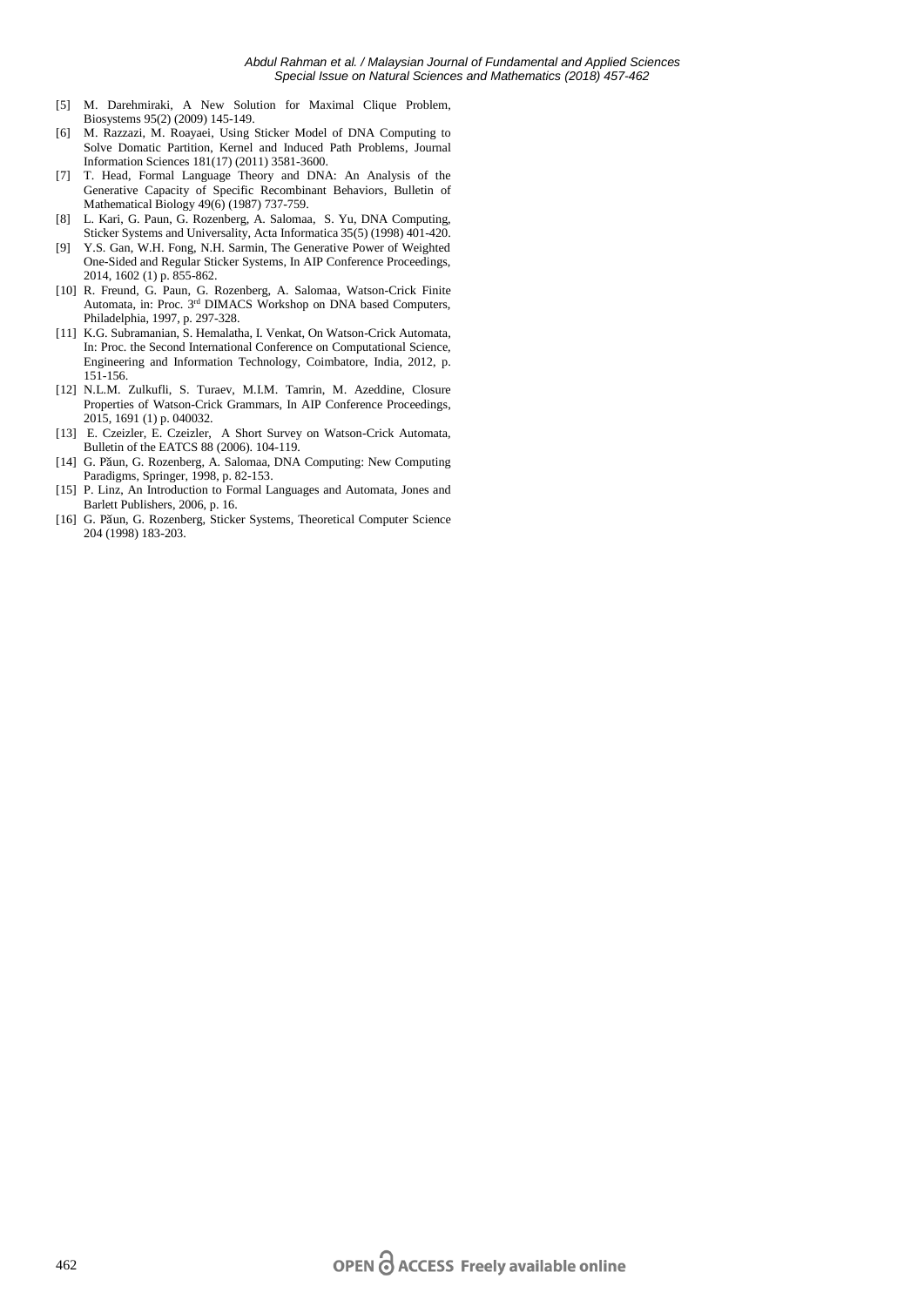[5] M. Darehmiraki, A New Solution for Maximal Clique Problem, Biosystems 95(2) (2009) 145-149.

[6] M. Razzazi, M. Roayaei, Using Sticker Model of DNA Computing to Solve Domatic Partition, Kernel and Induced Path Problems, Journal Information Sciences 181(17) (2011) 3581-3600.

[7] T. Head, Formal Language Theory and DNA: An Analysis of the Generative Capacity of Specific Recombinant Behaviors, Bulletin of Mathematical Biology 49(6) (1987) 737-759.

[8] L. Kari, G. Paun, G. Rozenberg, A. Salomaa, S. Yu, DNA Computing, Sticker Systems and Universality, Acta Informatica 35(5) (1998) 401-420.

[9] Y.S. Gan, W.H. Fong, N.H. Sarmin, The Generative Power of Weighted One-Sided and Regular Sticker Systems, In AIP Conference Proceedings, 2014, 1602 (1) p. 855-862.

[10] R. Freund, G. Paun, G. Rozenberg, A. Salomaa, Watson-Crick Finite Automata, in: Proc. 3rd DIMACS Workshop on DNA based Computers, Philadelphia, 1997, p. 297-328.

[11] K.G. Subramanian, S. Hemalatha, I. Venkat, On Watson-Crick Automata, In: Proc. the Second International Conference on Computational Science, Engineering and Information Technology, Coimbatore, India, 2012, p. 151-156.

[12] N.L.M. Zulkufli, S. Turaev, M.I.M. Tamrin, M. Azeddine, Closure Properties of Watson-Crick Grammars, In AIP Conference Proceedings, 2015, 1691 (1) p. 040032.

[13] E. Czeizler, E. Czeizler, A Short Survey on Watson-Crick Automata, Bulletin of the EATCS 88 (2006). 104-119.

[14] G. Păun, G. Rozenberg, A. Salomaa, DNA Computing: New Computing Paradigms, Springer, 1998, p. 82-153.

[15] P. Linz, An Introduction to Formal Languages and Automata, Jones and Barlett Publishers, 2006, p. 16.

[16] G. Păun, G. Rozenberg, Sticker Systems, Theoretical Computer Science 204 (1998) 183-203.